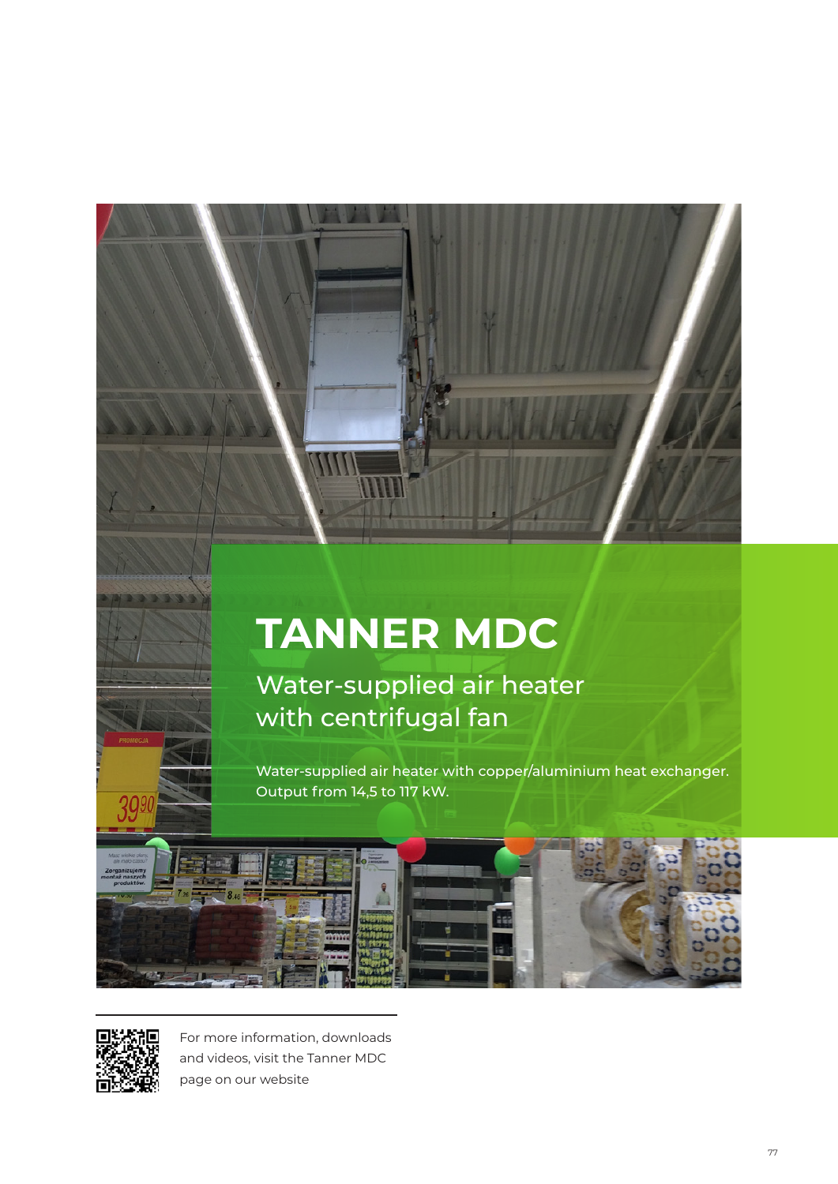# TANNER MDC

## Water-supplied air heater with centrifugal fan

Water-supplied air heater with copper/aluminium heat exchanger. Output from 14,5 to 117 kW.

For more information, downloads and videos, visit the Tanner MDC page on our website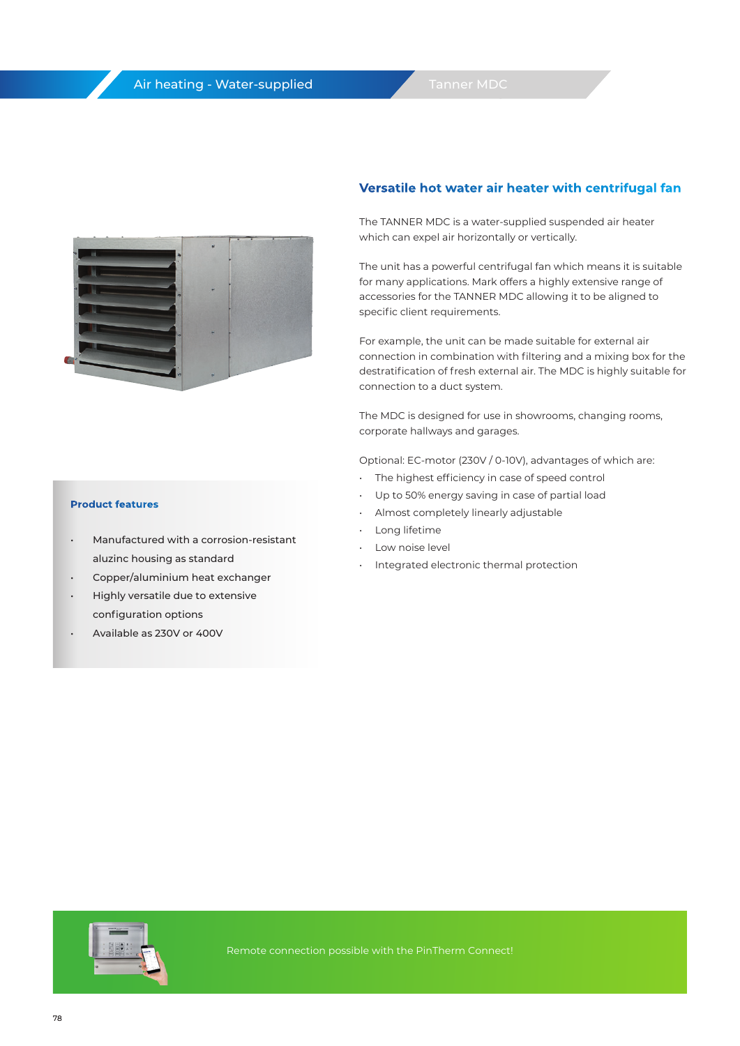Air heating - Water-supplied

Tanner MDC

## Versatile hot water air heater with centrifugal fan

The TANNER MDC is a water-supplied suspended air heater which can expel air horizontally or vertically.

The unit has a powerful centrifugal fan which means it is suitable for many applications. Mark offers a highly extensive range of accessories for the TANNER MDC allowing it to be aligned to specific client requirements.

For example, the unit can be made suitable for external air connection in combination with filtering and a mixing box for the destratification of fresh external air. The MDC is highly suitable for connection to a duct system.

The MDC is designed for use in showrooms, changing rooms, corporate hallways and garages.

Optional: EC-motor (230V / 0-10V), advantages of which are:

- The highest efficiency in case of speed control
- Up to 50% energy saving in case of partial load
- Almost completely linearly adjustable
- Long lifetime
- Low noise level
- Integrated electronic thermal protection

### Product features

- Manufactured with a corrosion-resistant aluzinc housing as standard
- Copper/aluminium heat exchanger
- Highly versatile due to extensive configuration options
- Available as 230V or 400V

Remote connection possible with the PinTherm Connect!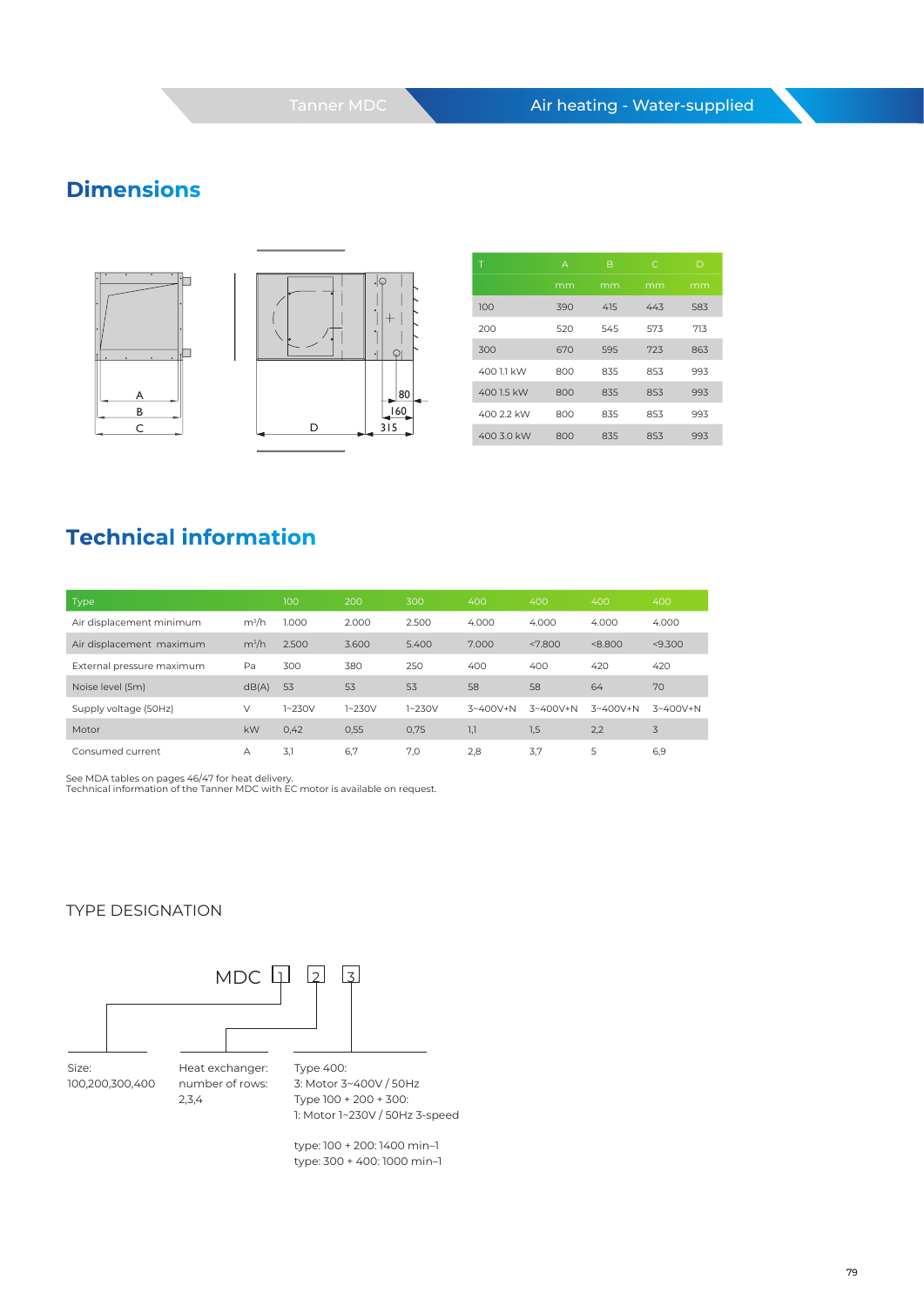## Dimensions

| T | A | B | C | D |
|---|---|---|---|---|
| | mm | mm | mm | mm |
| 100 | 390 | 415 | 443 | 583 |
| 200 | 520 | 545 | 573 | 713 |
| 300 | 670 | 595 | 723 | 863 |
| 400 1.1 kW | 800 | 835 | 853 | 993 |
| 400 1.5 kW | 800 | 835 | 853 | 993 |
| 400 2.2 kW | 800 | 835 | 853 | 993 |
| 400 3.0 kW | 800 | 835 | 853 | 993 |

## Technical information

| Type | | 100 | 200 | 300 | 400 | 400 | 400 | 400 |
|---|---|---|---|---|---|---|---|---|
| Air displacement minimum | m³/h | 1.000 | 2.000 | 2.500 | 4.000 | 4.000 | 4.000 | 4.000 |
| Air displacement maximum | m³/h | 2.500 | 3.600 | 5.400 | 7.000 | <7.800 | <8.800 | <9.300 |
| External pressure maximum | Pa | 300 | 380 | 250 | 400 | 400 | 420 | 420 |
| Noise level (5m) | dB(A) | 53 | 53 | 53 | 58 | 58 | 64 | 70 |
| Supply voltage (50Hz) | V | 1~230V | 1~230V | 1~230V | 3~400V+N | 3~400V+N | 3~400V+N | 3~400V+N |
| Motor | kW | 0,42 | 0,55 | 0,75 | 1,1 | 1,5 | 2,2 | 3 |
| Consumed current | A | 3,1 | 6,7 | 7,0 | 2,8 | 3,7 | 5 | 6,9 |

See MDA tables on pages 46/47 for heat delivery.
Technical information of the Tanner MDC with EC motor is available on request.

TYPE DESIGNATION

MDC [1] [2] [3]

1. Size:
100,200,300,400

2. Heat exchanger:
number of rows:
2,3,4

3. Type 400:
3: Motor 3~400V / 50Hz
Type 100 + 200 + 300:
1: Motor 1~230V / 50Hz 3-speed

type: 100 + 200: 1400 min–1
type: 300 + 400: 1000 min–1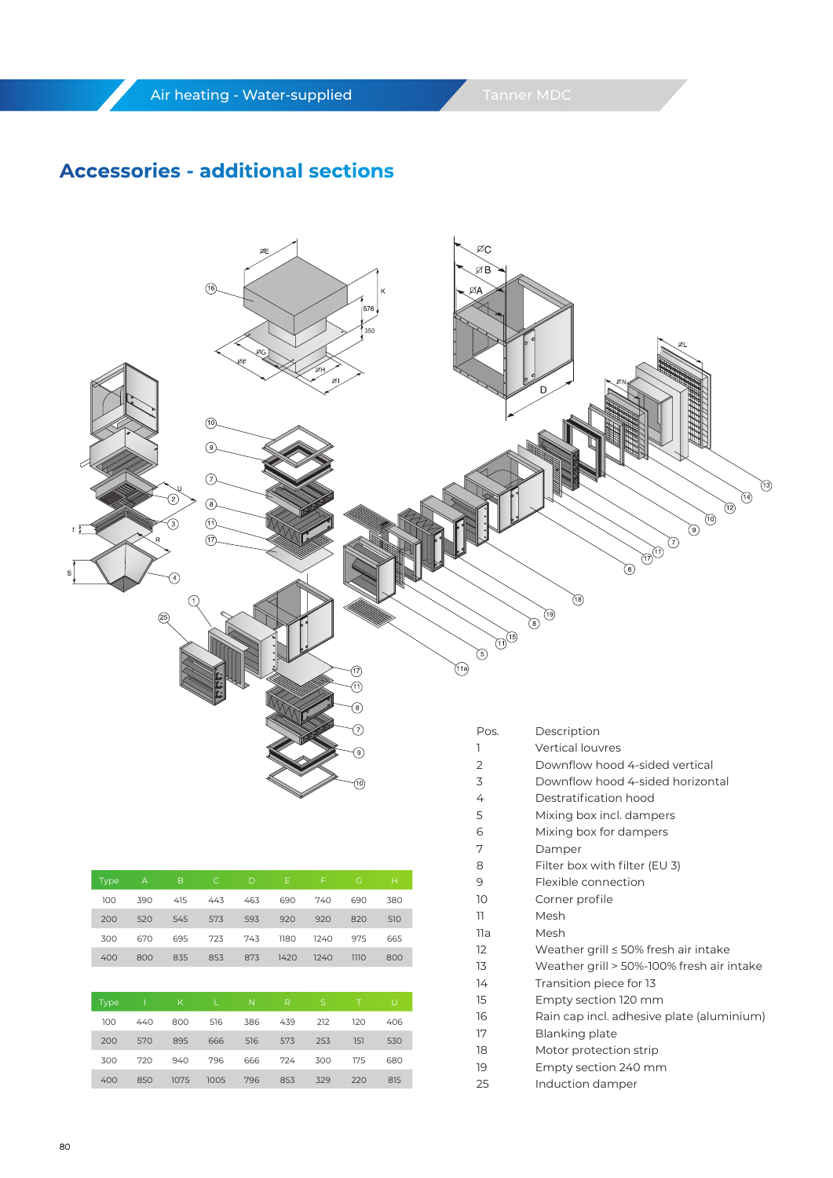## Accessories - additional sections

| Type | A | B | C | D | E | F | G | H |
|---|---|---|---|---|---|---|---|---|
| 100 | 390 | 415 | 443 | 463 | 690 | 740 | 690 | 380 |
| 200 | 520 | 545 | 573 | 593 | 920 | 920 | 820 | 510 |
| 300 | 670 | 695 | 723 | 743 | 1180 | 1240 | 975 | 665 |
| 400 | 800 | 835 | 853 | 873 | 1420 | 1240 | 1110 | 800 |

| Type | I | K | L | N | R | S | T | U |
|---|---|---|---|---|---|---|---|---|
| 100 | 440 | 800 | 516 | 386 | 439 | 212 | 120 | 406 |
| 200 | 570 | 895 | 666 | 516 | 573 | 253 | 151 | 530 |
| 300 | 720 | 940 | 796 | 666 | 724 | 300 | 175 | 680 |
| 400 | 850 | 1075 | 1005 | 796 | 853 | 329 | 220 | 815 |

| Pos. | Description |
|---|---|
| 1 | Vertical louvres |
| 2 | Downflow hood 4-sided vertical |
| 3 | Downflow hood 4-sided horizontal |
| 4 | Destratification hood |
| 5 | Mixing box incl. dampers |
| 6 | Mixing box for dampers |
| 7 | Damper |
| 8 | Filter box with filter (EU 3) |
| 9 | Flexible connection |
| 10 | Corner profile |
| 11 | Mesh |
| 11a | Mesh |
| 12 | Weather grill ≤ 50% fresh air intake |
| 13 | Weather grill > 50%-100% fresh air intake |
| 14 | Transition piece for 13 |
| 15 | Empty section 120 mm |
| 16 | Rain cap incl. adhesive plate (aluminium) |
| 17 | Blanking plate |
| 18 | Motor protection strip |
| 19 | Empty section 240 mm |
| 25 | Induction damper |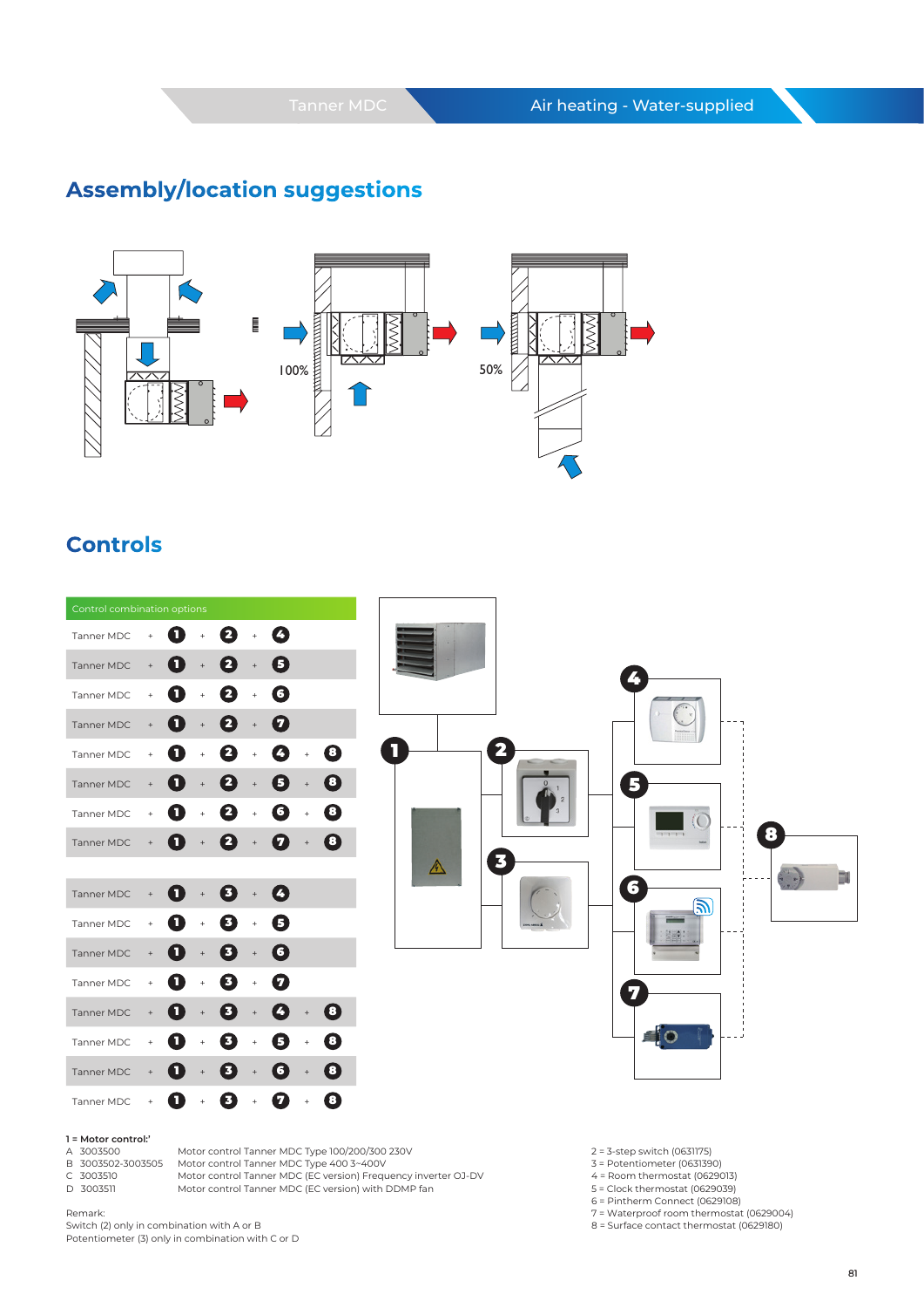## Assembly/location suggestions

100%

50%

## Controls

| Control combination options | | | | | | | | | |
|---|---|---|---|---|---|---|---|---|---|
| Tanner MDC | + | 1 | + | 2 | + | 4 | | |
| Tanner MDC | + | 1 | + | 2 | + | 5 | | |
| Tanner MDC | + | 1 | + | 2 | + | 6 | | |
| Tanner MDC | + | 1 | + | 2 | + | 7 | | |
| Tanner MDC | + | 1 | + | 2 | + | 4 | + | 8 |
| Tanner MDC | + | 1 | + | 2 | + | 5 | + | 8 |
| Tanner MDC | + | 1 | + | 2 | + | 6 | + | 8 |
| Tanner MDC | + | 1 | + | 2 | + | 7 | + | 8 |
| Tanner MDC | + | 1 | + | 3 | + | 4 | | |
| Tanner MDC | + | 1 | + | 3 | + | 5 | | |
| Tanner MDC | + | 1 | + | 3 | + | 6 | | |
| Tanner MDC | + | 1 | + | 3 | + | 7 | | |
| Tanner MDC | + | 1 | + | 3 | + | 4 | + | 8 |
| Tanner MDC | + | 1 | + | 3 | + | 5 | + | 8 |
| Tanner MDC | + | 1 | + | 3 | + | 6 | + | 8 |
| Tanner MDC | + | 1 | + | 3 | + | 7 | + | 8 |

**1 = Motor control:'**

| | | |
|---|---|---|
| A | 3003500 | Motor control Tanner MDC Type 100/200/300 230V |
| B | 3003502-3003505 | Motor control Tanner MDC Type 400 3~400V |
| C | 3003510 | Motor control Tanner MDC (EC version) Frequency inverter OJ-DV |
| D | 3003511 | Motor control Tanner MDC (EC version) with DDMP fan |

Remark:
Switch (2) only in combination with A or B
Potentiometer (3) only in combination with C or D

2 = 3-step switch (0631175)
3 = Potentiometer (0631390)
4 = Room thermostat (0629013)
5 = Clock thermostat (0629039)
6 = Pintherm Connect (0629108)
7 = Waterproof room thermostat (0629004)
8 = Surface contact thermostat (0629180)